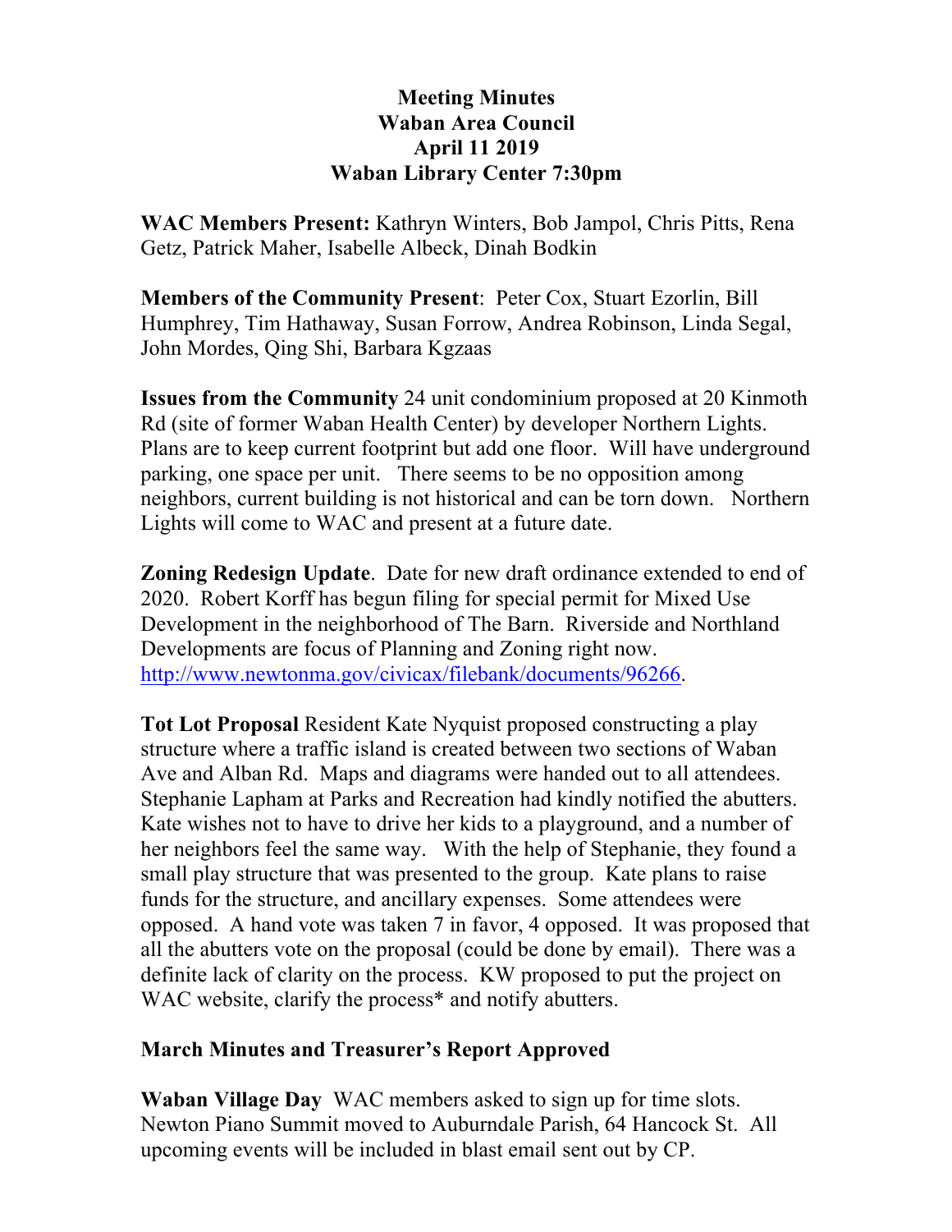**Meeting Minutes**
**Waban Area Council**
**April 11 2019**
**Waban Library Center 7:30pm**

**WAC Members Present:** Kathryn Winters, Bob Jampol, Chris Pitts, Rena Getz, Patrick Maher, Isabelle Albeck, Dinah Bodkin

**Members of the Community Present**: Peter Cox, Stuart Ezorlin, Bill Humphrey, Tim Hathaway, Susan Forrow, Andrea Robinson, Linda Segal, John Mordes, Qing Shi, Barbara Kgzaas

**Issues from the Community** 24 unit condominium proposed at 20 Kinmoth Rd (site of former Waban Health Center) by developer Northern Lights. Plans are to keep current footprint but add one floor. Will have underground parking, one space per unit. There seems to be no opposition among neighbors, current building is not historical and can be torn down. Northern Lights will come to WAC and present at a future date.

**Zoning Redesign Update**. Date for new draft ordinance extended to end of 2020. Robert Korff has begun filing for special permit for Mixed Use Development in the neighborhood of The Barn. Riverside and Northland Developments are focus of Planning and Zoning right now. http://www.newtonma.gov/civicax/filebank/documents/96266.

**Tot Lot Proposal** Resident Kate Nyquist proposed constructing a play structure where a traffic island is created between two sections of Waban Ave and Alban Rd. Maps and diagrams were handed out to all attendees. Stephanie Lapham at Parks and Recreation had kindly notified the abutters. Kate wishes not to have to drive her kids to a playground, and a number of her neighbors feel the same way. With the help of Stephanie, they found a small play structure that was presented to the group. Kate plans to raise funds for the structure, and ancillary expenses. Some attendees were opposed. A hand vote was taken 7 in favor, 4 opposed. It was proposed that all the abutters vote on the proposal (could be done by email). There was a definite lack of clarity on the process. KW proposed to put the project on WAC website, clarify the process* and notify abutters.

**March Minutes and Treasurer's Report Approved**

**Waban Village Day** WAC members asked to sign up for time slots. Newton Piano Summit moved to Auburndale Parish, 64 Hancock St. All upcoming events will be included in blast email sent out by CP.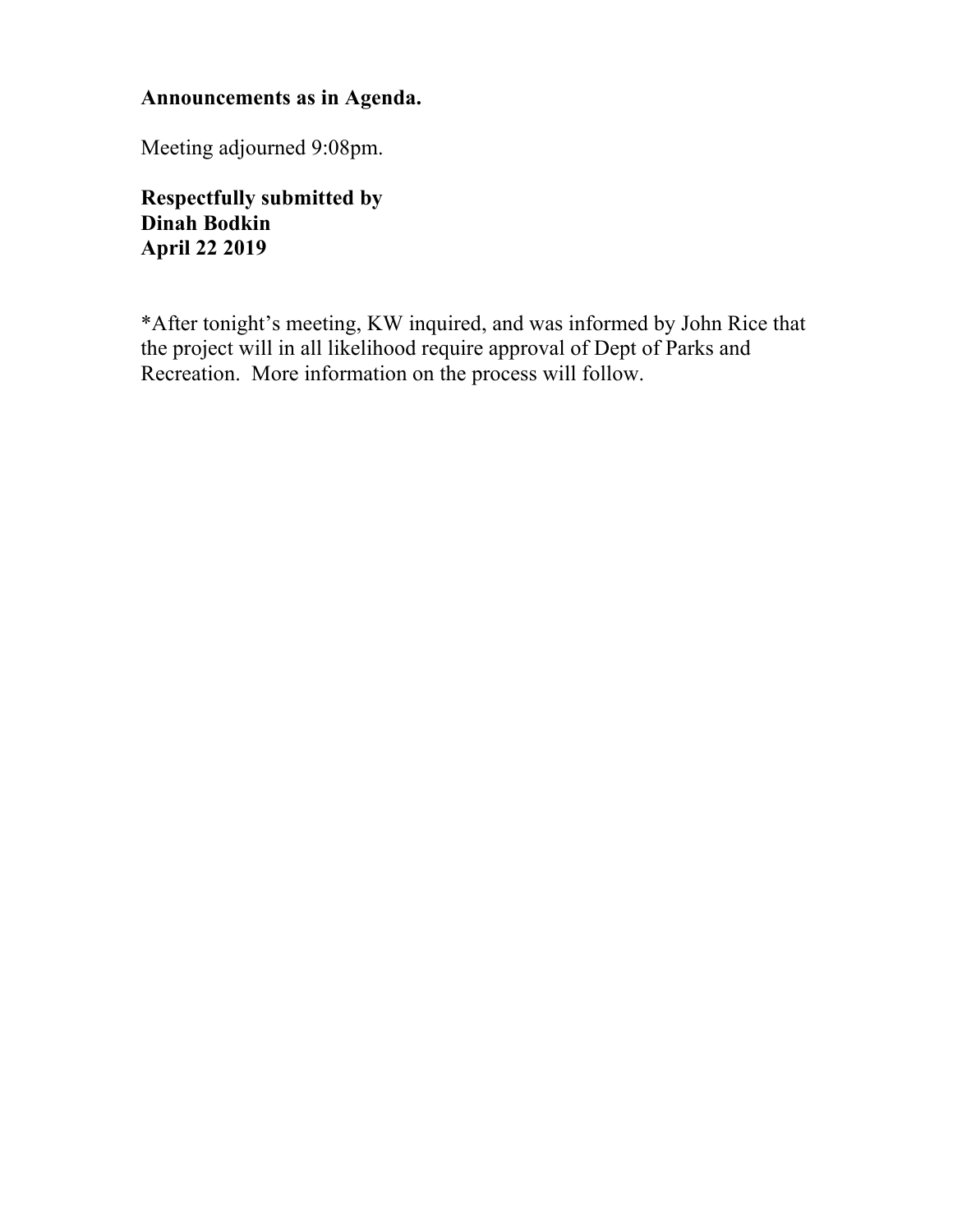**Announcements as in Agenda.**

Meeting adjourned 9:08pm.

**Respectfully submitted by**
**Dinah Bodkin**
**April 22 2019**

*After tonight's meeting, KW inquired, and was informed by John Rice that the project will in all likelihood require approval of Dept of Parks and Recreation. More information on the process will follow.